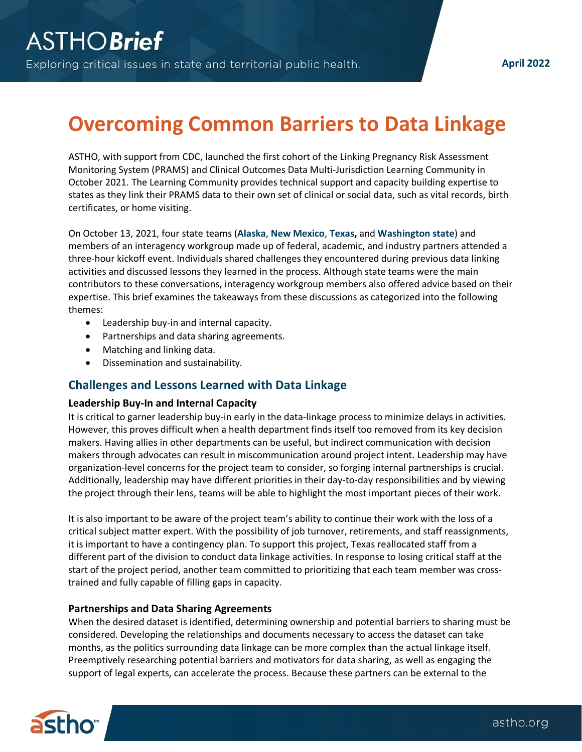ASTHO**Brief**

Exploring critical issues in state and territorial public health.

April 2022

# Overcoming Common Barriers to Data Linkage

ASTHO, with support from CDC, launched the first cohort of the Linking Pregnancy Risk Assessment Monitoring System (PRAMS) and Clinical Outcomes Data Multi-Jurisdiction Learning Community in October 2021. The Learning Community provides technical support and capacity building expertise to states as they link their PRAMS data to their own set of clinical or social data, such as vital records, birth certificates, or home visiting.

On October 13, 2021, four state teams (**Alaska**, **New Mexico**, **Texas,** and **Washington state**) and members of an interagency workgroup made up of federal, academic, and industry partners attended a three-hour kickoff event. Individuals shared challenges they encountered during previous data linking activities and discussed lessons they learned in the process. Although state teams were the main contributors to these conversations, interagency workgroup members also offered advice based on their expertise. This brief examines the takeaways from these discussions as categorized into the following themes:

- Leadership buy-in and internal capacity.
- Partnerships and data sharing agreements.
- Matching and linking data.
- Dissemination and sustainability.

## Challenges and Lessons Learned with Data Linkage

### Leadership Buy-In and Internal Capacity

It is critical to garner leadership buy-in early in the data-linkage process to minimize delays in activities. However, this proves difficult when a health department finds itself too removed from its key decision makers. Having allies in other departments can be useful, but indirect communication with decision makers through advocates can result in miscommunication around project intent. Leadership may have organization-level concerns for the project team to consider, so forging internal partnerships is crucial. Additionally, leadership may have different priorities in their day-to-day responsibilities and by viewing the project through their lens, teams will be able to highlight the most important pieces of their work.

It is also important to be aware of the project team's ability to continue their work with the loss of a critical subject matter expert. With the possibility of job turnover, retirements, and staff reassignments, it is important to have a contingency plan. To support this project, Texas reallocated staff from a different part of the division to conduct data linkage activities. In response to losing critical staff at the start of the project period, another team committed to prioritizing that each team member was cross-trained and fully capable of filling gaps in capacity.

### Partnerships and Data Sharing Agreements

When the desired dataset is identified, determining ownership and potential barriers to sharing must be considered. Developing the relationships and documents necessary to access the dataset can take months, as the politics surrounding data linkage can be more complex than the actual linkage itself. Preemptively researching potential barriers and motivators for data sharing, as well as engaging the support of legal experts, can accelerate the process. Because these partners can be external to the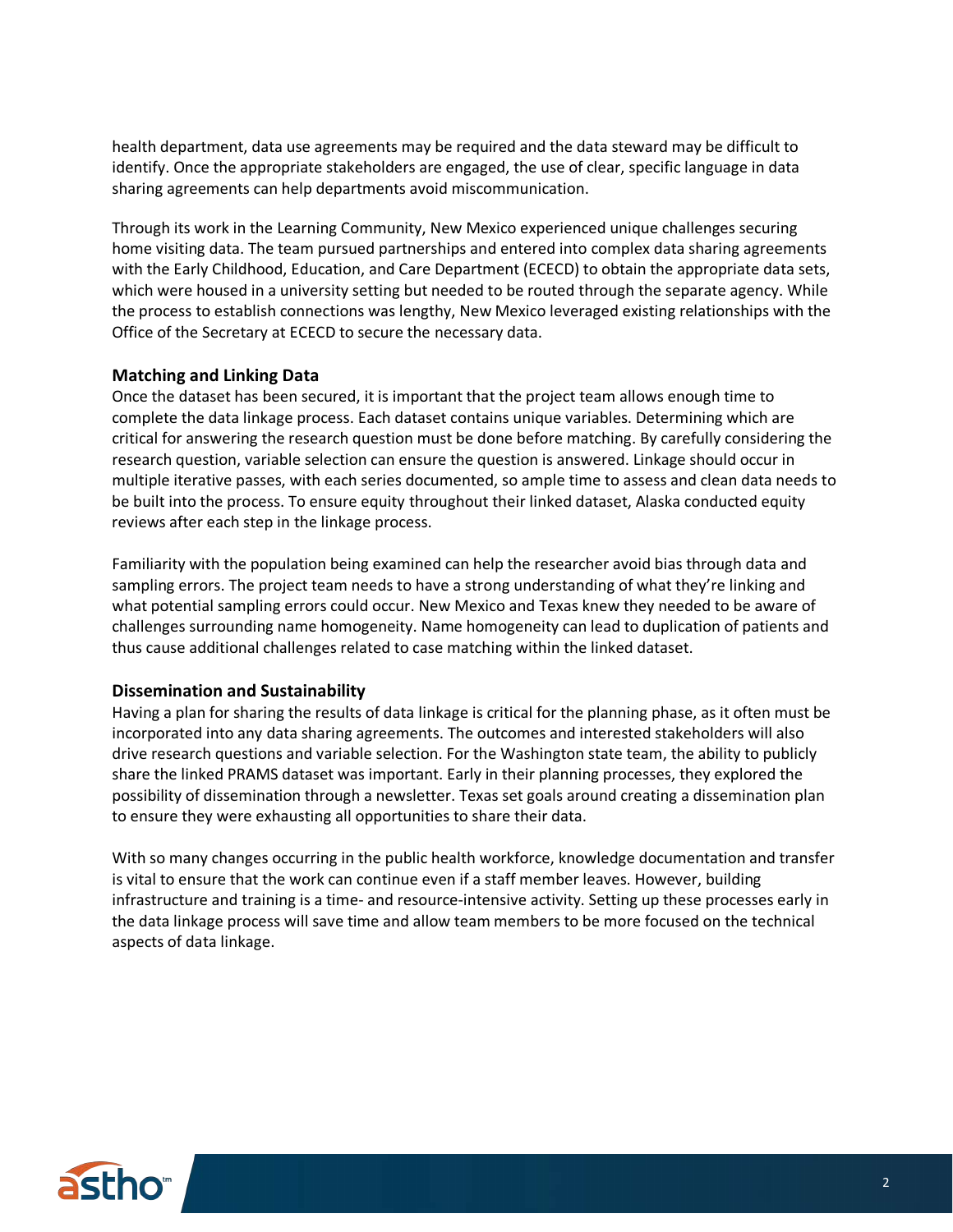health department, data use agreements may be required and the data steward may be difficult to identify. Once the appropriate stakeholders are engaged, the use of clear, specific language in data sharing agreements can help departments avoid miscommunication.

Through its work in the Learning Community, New Mexico experienced unique challenges securing home visiting data. The team pursued partnerships and entered into complex data sharing agreements with the Early Childhood, Education, and Care Department (ECECD) to obtain the appropriate data sets, which were housed in a university setting but needed to be routed through the separate agency. While the process to establish connections was lengthy, New Mexico leveraged existing relationships with the Office of the Secretary at ECECD to secure the necessary data.

### Matching and Linking Data

Once the dataset has been secured, it is important that the project team allows enough time to complete the data linkage process. Each dataset contains unique variables. Determining which are critical for answering the research question must be done before matching. By carefully considering the research question, variable selection can ensure the question is answered. Linkage should occur in multiple iterative passes, with each series documented, so ample time to assess and clean data needs to be built into the process. To ensure equity throughout their linked dataset, Alaska conducted equity reviews after each step in the linkage process.

Familiarity with the population being examined can help the researcher avoid bias through data and sampling errors. The project team needs to have a strong understanding of what they're linking and what potential sampling errors could occur. New Mexico and Texas knew they needed to be aware of challenges surrounding name homogeneity. Name homogeneity can lead to duplication of patients and thus cause additional challenges related to case matching within the linked dataset.

### Dissemination and Sustainability

Having a plan for sharing the results of data linkage is critical for the planning phase, as it often must be incorporated into any data sharing agreements. The outcomes and interested stakeholders will also drive research questions and variable selection. For the Washington state team, the ability to publicly share the linked PRAMS dataset was important. Early in their planning processes, they explored the possibility of dissemination through a newsletter. Texas set goals around creating a dissemination plan to ensure they were exhausting all opportunities to share their data.

With so many changes occurring in the public health workforce, knowledge documentation and transfer is vital to ensure that the work can continue even if a staff member leaves. However, building infrastructure and training is a time- and resource-intensive activity. Setting up these processes early in the data linkage process will save time and allow team members to be more focused on the technical aspects of data linkage.